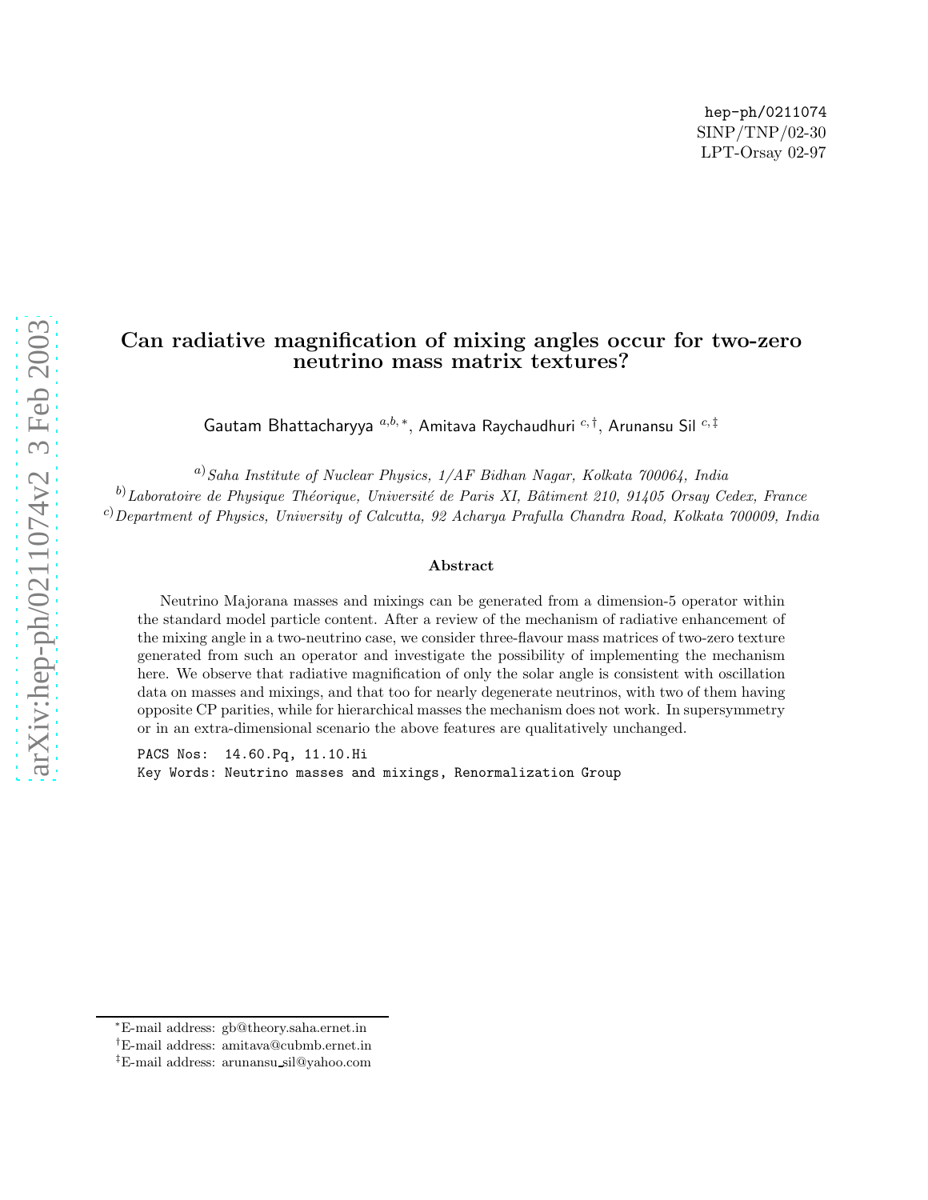hep-ph/0211074
SINP/TNP/02-30
LPT-Orsay 02-97

# Can radiative magnification of mixing angles occur for two-zero neutrino mass matrix textures?

Gautam Bhattacharyya [a,b,*], Amitava Raychaudhuri [c,†], Arunansu Sil [c,‡]

[a] *Saha Institute of Nuclear Physics, 1/AF Bidhan Nagar, Kolkata 700064, India*

[b] *Laboratoire de Physique Théorique, Université de Paris XI, Bâtiment 210, 91405 Orsay Cedex, France*

[c] *Department of Physics, University of Calcutta, 92 Acharya Prafulla Chandra Road, Kolkata 700009, India*

## Abstract

Neutrino Majorana masses and mixings can be generated from a dimension-5 operator within the standard model particle content. After a review of the mechanism of radiative enhancement of the mixing angle in a two-neutrino case, we consider three-flavour mass matrices of two-zero texture generated from such an operator and investigate the possibility of implementing the mechanism here. We observe that radiative magnification of only the solar angle is consistent with oscillation data on masses and mixings, and that too for nearly degenerate neutrinos, with two of them having opposite CP parities, while for hierarchical masses the mechanism does not work. In supersymmetry or in an extra-dimensional scenario the above features are qualitatively unchanged.

PACS Nos: 14.60.Pq, 11.10.Hi
Key Words: Neutrino masses and mixings, Renormalization Group

---

[*] E-mail address: gb@theory.saha.ernet.in
[†] E-mail address: amitava@cubmb.ernet.in
[‡] E-mail address: arunansu_sil@yahoo.com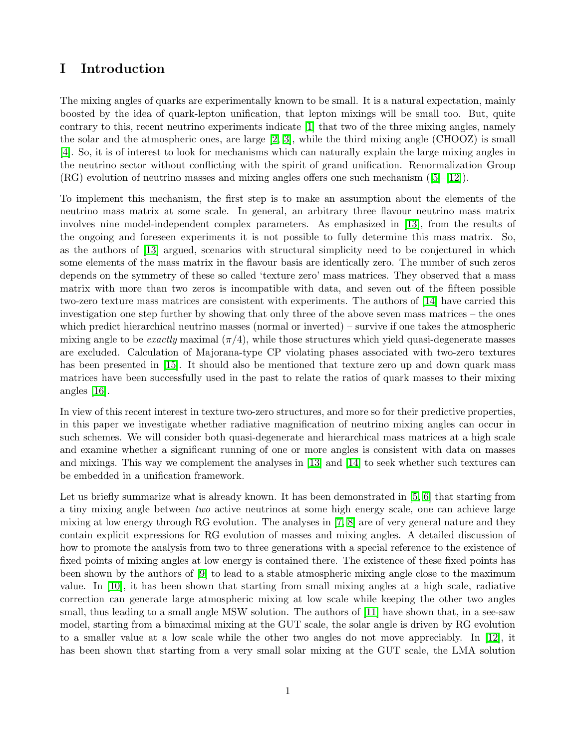# I Introduction

The mixing angles of quarks are experimentally known to be small. It is a natural expectation, mainly boosted by the idea of quark-lepton unification, that lepton mixings will be small too. But, quite contrary to this, recent neutrino experiments indicate [1] that two of the three mixing angles, namely the solar and the atmospheric ones, are large [2, 3], while the third mixing angle (CHOOZ) is small [4]. So, it is of interest to look for mechanisms which can naturally explain the large mixing angles in the neutrino sector without conflicting with the spirit of grand unification. Renormalization Group (RG) evolution of neutrino masses and mixing angles offers one such mechanism ([5]–[12]).

To implement this mechanism, the first step is to make an assumption about the elements of the neutrino mass matrix at some scale. In general, an arbitrary three flavour neutrino mass matrix involves nine model-independent complex parameters. As emphasized in [13], from the results of the ongoing and foreseen experiments it is not possible to fully determine this mass matrix. So, as the authors of [13] argued, scenarios with structural simplicity need to be conjectured in which some elements of the mass matrix in the flavour basis are identically zero. The number of such zeros depends on the symmetry of these so called 'texture zero' mass matrices. They observed that a mass matrix with more than two zeros is incompatible with data, and seven out of the fifteen possible two-zero texture mass matrices are consistent with experiments. The authors of [14] have carried this investigation one step further by showing that only three of the above seven mass matrices – the ones which predict hierarchical neutrino masses (normal or inverted) – survive if one takes the atmospheric mixing angle to be *exactly* maximal ($\pi/4$), while those structures which yield quasi-degenerate masses are excluded. Calculation of Majorana-type CP violating phases associated with two-zero textures has been presented in [15]. It should also be mentioned that texture zero up and down quark mass matrices have been successfully used in the past to relate the ratios of quark masses to their mixing angles [16].

In view of this recent interest in texture two-zero structures, and more so for their predictive properties, in this paper we investigate whether radiative magnification of neutrino mixing angles can occur in such schemes. We will consider both quasi-degenerate and hierarchical mass matrices at a high scale and examine whether a significant running of one or more angles is consistent with data on masses and mixings. This way we complement the analyses in [13] and [14] to seek whether such textures can be embedded in a unification framework.

Let us briefly summarize what is already known. It has been demonstrated in [5, 6] that starting from a tiny mixing angle between *two* active neutrinos at some high energy scale, one can achieve large mixing at low energy through RG evolution. The analyses in [7, 8] are of very general nature and they contain explicit expressions for RG evolution of masses and mixing angles. A detailed discussion of how to promote the analysis from two to three generations with a special reference to the existence of fixed points of mixing angles at low energy is contained there. The existence of these fixed points has been shown by the authors of [9] to lead to a stable atmospheric mixing angle close to the maximum value. In [10], it has been shown that starting from small mixing angles at a high scale, radiative correction can generate large atmospheric mixing at low scale while keeping the other two angles small, thus leading to a small angle MSW solution. The authors of [11] have shown that, in a see-saw model, starting from a bimaximal mixing at the GUT scale, the solar angle is driven by RG evolution to a smaller value at a low scale while the other two angles do not move appreciably. In [12], it has been shown that starting from a very small solar mixing at the GUT scale, the LMA solution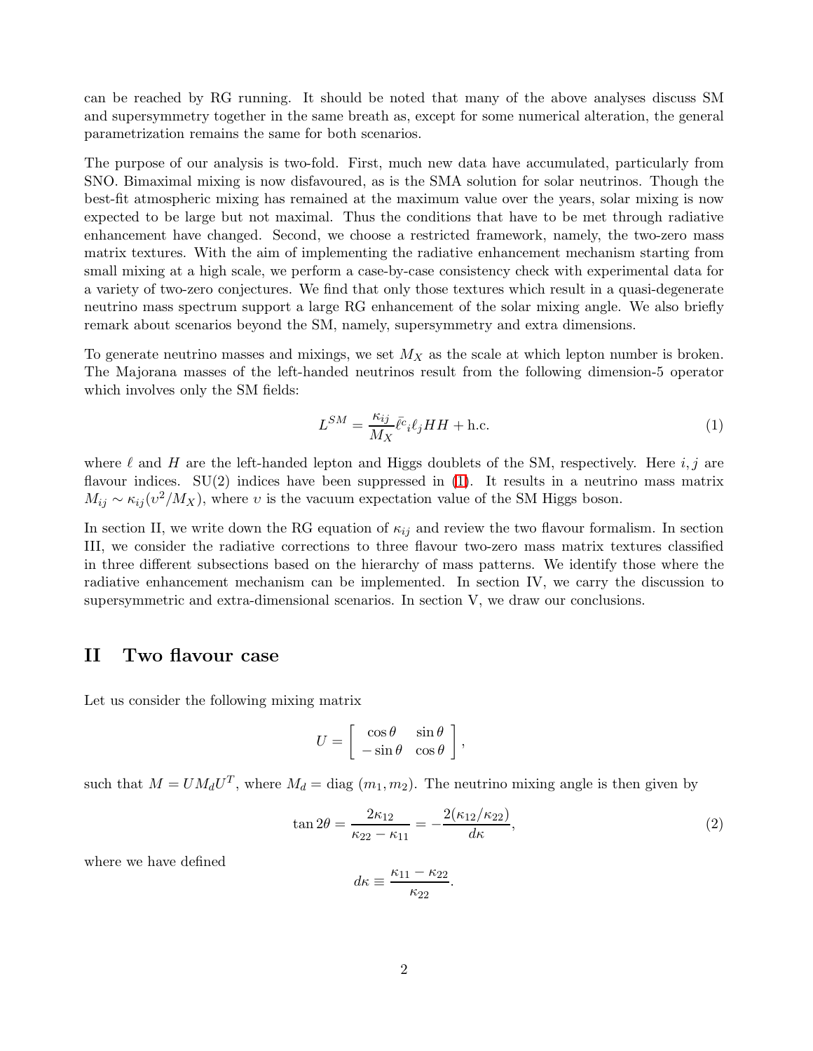can be reached by RG running. It should be noted that many of the above analyses discuss SM and supersymmetry together in the same breath as, except for some numerical alteration, the general parametrization remains the same for both scenarios.

The purpose of our analysis is two-fold. First, much new data have accumulated, particularly from SNO. Bimaximal mixing is now disfavoured, as is the SMA solution for solar neutrinos. Though the best-fit atmospheric mixing has remained at the maximum value over the years, solar mixing is now expected to be large but not maximal. Thus the conditions that have to be met through radiative enhancement have changed. Second, we choose a restricted framework, namely, the two-zero mass matrix textures. With the aim of implementing the radiative enhancement mechanism starting from small mixing at a high scale, we perform a case-by-case consistency check with experimental data for a variety of two-zero conjectures. We find that only those textures which result in a quasi-degenerate neutrino mass spectrum support a large RG enhancement of the solar mixing angle. We also briefly remark about scenarios beyond the SM, namely, supersymmetry and extra dimensions.

To generate neutrino masses and mixings, we set $M_X$ as the scale at which lepton number is broken. The Majorana masses of the left-handed neutrinos result from the following dimension-5 operator which involves only the SM fields:

$$L^{SM} = \frac{\kappa_{ij}}{M_X} \bar{\ell^c}_i \ell_j H H + \text{h.c.} \tag{1}$$

where $\ell$ and $H$ are the left-handed lepton and Higgs doublets of the SM, respectively. Here $i, j$ are flavour indices. SU(2) indices have been suppressed in (1). It results in a neutrino mass matrix $M_{ij} \sim \kappa_{ij}(\upsilon^2/M_X)$, where $\upsilon$ is the vacuum expectation value of the SM Higgs boson.

In section II, we write down the RG equation of $\kappa_{ij}$ and review the two flavour formalism. In section III, we consider the radiative corrections to three flavour two-zero mass matrix textures classified in three different subsections based on the hierarchy of mass patterns. We identify those where the radiative enhancement mechanism can be implemented. In section IV, we carry the discussion to supersymmetric and extra-dimensional scenarios. In section V, we draw our conclusions.

## II Two flavour case

Let us consider the following mixing matrix

$$U = \begin{bmatrix} \cos\theta & \sin\theta \\ -\sin\theta & \cos\theta \end{bmatrix},$$

such that $M = U M_d U^T$, where $M_d = \text{diag}\,(m_1, m_2)$. The neutrino mixing angle is then given by

$$\tan 2\theta = \frac{2\kappa_{12}}{\kappa_{22} - \kappa_{11}} = -\frac{2(\kappa_{12}/\kappa_{22})}{d\kappa}, \tag{2}$$

where we have defined

$$d\kappa \equiv \frac{\kappa_{11} - \kappa_{22}}{\kappa_{22}}.$$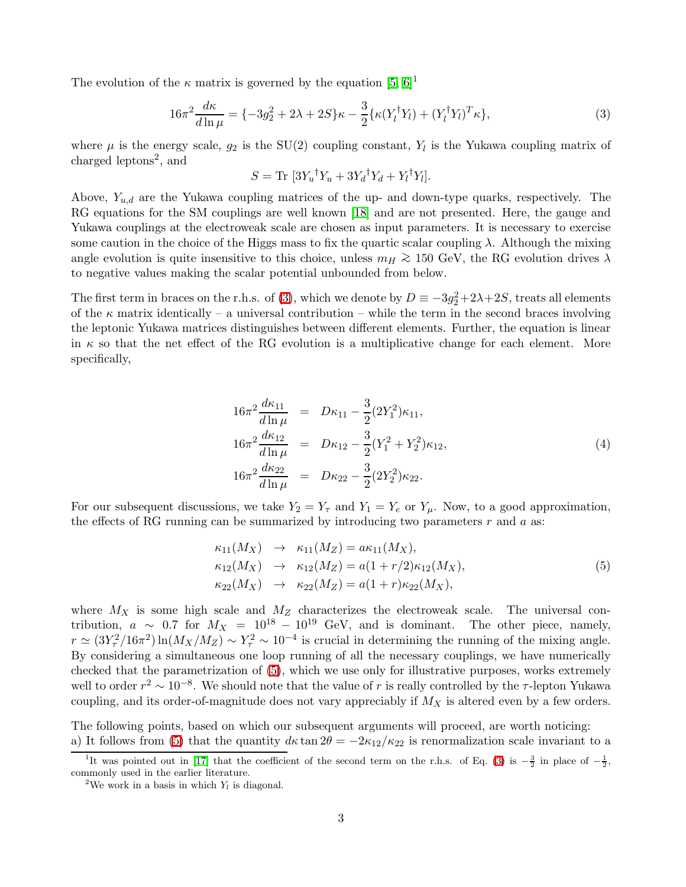The evolution of the $\kappa$ matrix is governed by the equation [5, 6][1]

$$16\pi^2 \frac{d\kappa}{d\ln\mu} = \{-3g_2^2 + 2\lambda + 2S\}\kappa - \frac{3}{2}\{\kappa(Y_l^\dagger Y_l) + (Y_l^\dagger Y_l)^T\kappa\}, \tag{3}$$

where $\mu$ is the energy scale, $g_2$ is the SU(2) coupling constant, $Y_l$ is the Yukawa coupling matrix of charged leptons[2], and

$$S = \text{Tr}\ [3{Y_u}^\dagger Y_u + 3{Y_d}^\dagger Y_d + {Y_l}^\dagger Y_l].$$

Above, $Y_{u,d}$ are the Yukawa coupling matrices of the up- and down-type quarks, respectively. The RG equations for the SM couplings are well known [18] and are not presented. Here, the gauge and Yukawa couplings at the electroweak scale are chosen as input parameters. It is necessary to exercise some caution in the choice of the Higgs mass to fix the quartic scalar coupling $\lambda$. Although the mixing angle evolution is quite insensitive to this choice, unless $m_H \gtrsim 150$ GeV, the RG evolution drives $\lambda$ to negative values making the scalar potential unbounded from below.

The first term in braces on the r.h.s. of (3), which we denote by $D \equiv -3g_2^2 + 2\lambda + 2S$, treats all elements of the $\kappa$ matrix identically – a universal contribution – while the term in the second braces involving the leptonic Yukawa matrices distinguishes between different elements. Further, the equation is linear in $\kappa$ so that the net effect of the RG evolution is a multiplicative change for each element. More specifically,

$$\begin{aligned}
16\pi^2 \frac{d\kappa_{11}}{d\ln\mu} &= D\kappa_{11} - \frac{3}{2}(2Y_1^2)\kappa_{11}, \\
16\pi^2 \frac{d\kappa_{12}}{d\ln\mu} &= D\kappa_{12} - \frac{3}{2}(Y_1^2 + Y_2^2)\kappa_{12}, \\
16\pi^2 \frac{d\kappa_{22}}{d\ln\mu} &= D\kappa_{22} - \frac{3}{2}(2Y_2^2)\kappa_{22}.
\end{aligned} \tag{4}$$

For our subsequent discussions, we take $Y_2 = Y_\tau$ and $Y_1 = Y_e$ or $Y_\mu$. Now, to a good approximation, the effects of RG running can be summarized by introducing two parameters $r$ and $a$ as:

$$\begin{aligned}
\kappa_{11}(M_X) &\rightarrow \kappa_{11}(M_Z) = a\kappa_{11}(M_X), \\
\kappa_{12}(M_X) &\rightarrow \kappa_{12}(M_Z) = a(1 + r/2)\kappa_{12}(M_X), \\
\kappa_{22}(M_X) &\rightarrow \kappa_{22}(M_Z) = a(1 + r)\kappa_{22}(M_X),
\end{aligned} \tag{5}$$

where $M_X$ is some high scale and $M_Z$ characterizes the electroweak scale. The universal contribution, $a \sim 0.7$ for $M_X = 10^{18} - 10^{19}$ GeV, and is dominant. The other piece, namely, $r \simeq (3Y_\tau^2/16\pi^2)\ln(M_X/M_Z) \sim Y_\tau^2 \sim 10^{-4}$ is crucial in determining the running of the mixing angle. By considering a simultaneous one loop running of all the necessary couplings, we have numerically checked that the parametrization of (5), which we use only for illustrative purposes, works extremely well to order $r^2 \sim 10^{-8}$. We should note that the value of $r$ is really controlled by the $\tau$-lepton Yukawa coupling, and its order-of-magnitude does not vary appreciably if $M_X$ is altered even by a few orders.

The following points, based on which our subsequent arguments will proceed, are worth noticing:
a) It follows from (5) that the quantity $d\kappa \tan 2\theta = -2\kappa_{12}/\kappa_{22}$ is renormalization scale invariant to a

[1] It was pointed out in [17] that the coefficient of the second term on the r.h.s. of Eq. (3) is $-\frac{3}{2}$ in place of $-\frac{1}{2}$, commonly used in the earlier literature.

[2] We work in a basis in which $Y_l$ is diagonal.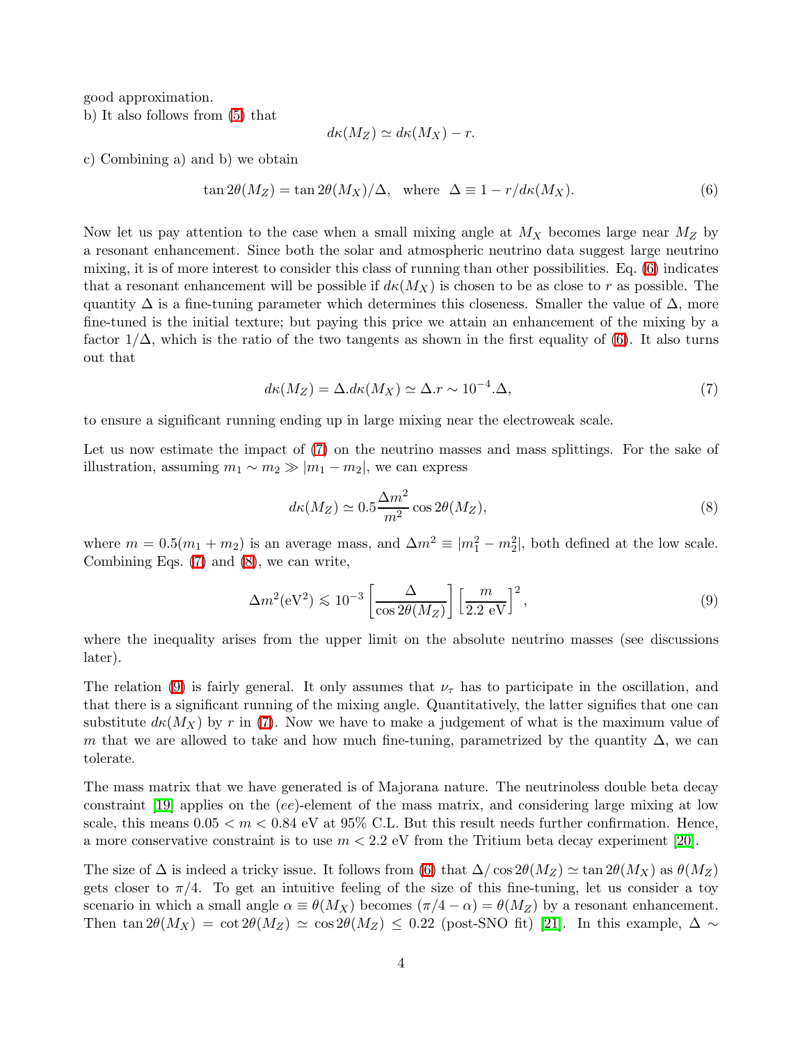good approximation.

b) It also follows from (5) that

$$d\kappa(M_Z) \simeq d\kappa(M_X) - r.$$

c) Combining a) and b) we obtain

$$\tan 2\theta(M_Z) = \tan 2\theta(M_X)/\Delta, \quad \text{where} \quad \Delta \equiv 1 - r/d\kappa(M_X). \tag{6}$$

Now let us pay attention to the case when a small mixing angle at $M_X$ becomes large near $M_Z$ by a resonant enhancement. Since both the solar and atmospheric neutrino data suggest large neutrino mixing, it is of more interest to consider this class of running than other possibilities. Eq. (6) indicates that a resonant enhancement will be possible if $d\kappa(M_X)$ is chosen to be as close to $r$ as possible. The quantity $\Delta$ is a fine-tuning parameter which determines this closeness. Smaller the value of $\Delta$, more fine-tuned is the initial texture; but paying this price we attain an enhancement of the mixing by a factor $1/\Delta$, which is the ratio of the two tangents as shown in the first equality of (6). It also turns out that

$$d\kappa(M_Z) = \Delta . d\kappa(M_X) \simeq \Delta . r \sim 10^{-4} . \Delta, \tag{7}$$

to ensure a significant running ending up in large mixing near the electroweak scale.

Let us now estimate the impact of (7) on the neutrino masses and mass splittings. For the sake of illustration, assuming $m_1 \sim m_2 \gg |m_1 - m_2|$, we can express

$$d\kappa(M_Z) \simeq 0.5 \frac{\Delta m^2}{m^2} \cos 2\theta(M_Z), \tag{8}$$

where $m = 0.5(m_1 + m_2)$ is an average mass, and $\Delta m^2 \equiv |m_1^2 - m_2^2|$, both defined at the low scale. Combining Eqs. (7) and (8), we can write,

$$\Delta m^2(\text{eV}^2) \lesssim 10^{-3} \left[\frac{\Delta}{\cos 2\theta(M_Z)}\right] \left[\frac{m}{2.2 \text{ eV}}\right]^2, \tag{9}$$

where the inequality arises from the upper limit on the absolute neutrino masses (see discussions later).

The relation (9) is fairly general. It only assumes that $\nu_\tau$ has to participate in the oscillation, and that there is a significant running of the mixing angle. Quantitatively, the latter signifies that one can substitute $d\kappa(M_X)$ by $r$ in (7). Now we have to make a judgement of what is the maximum value of $m$ that we are allowed to take and how much fine-tuning, parametrized by the quantity $\Delta$, we can tolerate.

The mass matrix that we have generated is of Majorana nature. The neutrinoless double beta decay constraint [19] applies on the $(ee)$-element of the mass matrix, and considering large mixing at low scale, this means $0.05 < m < 0.84$ eV at 95% C.L. But this result needs further confirmation. Hence, a more conservative constraint is to use $m < 2.2$ eV from the Tritium beta decay experiment [20].

The size of $\Delta$ is indeed a tricky issue. It follows from (6) that $\Delta/\cos 2\theta(M_Z) \simeq \tan 2\theta(M_X)$ as $\theta(M_Z)$ gets closer to $\pi/4$. To get an intuitive feeling of the size of this fine-tuning, let us consider a toy scenario in which a small angle $\alpha \equiv \theta(M_X)$ becomes $(\pi/4 - \alpha) = \theta(M_Z)$ by a resonant enhancement. Then $\tan 2\theta(M_X) = \cot 2\theta(M_Z) \simeq \cos 2\theta(M_Z) \leq 0.22$ (post-SNO fit) [21]. In this example, $\Delta \sim$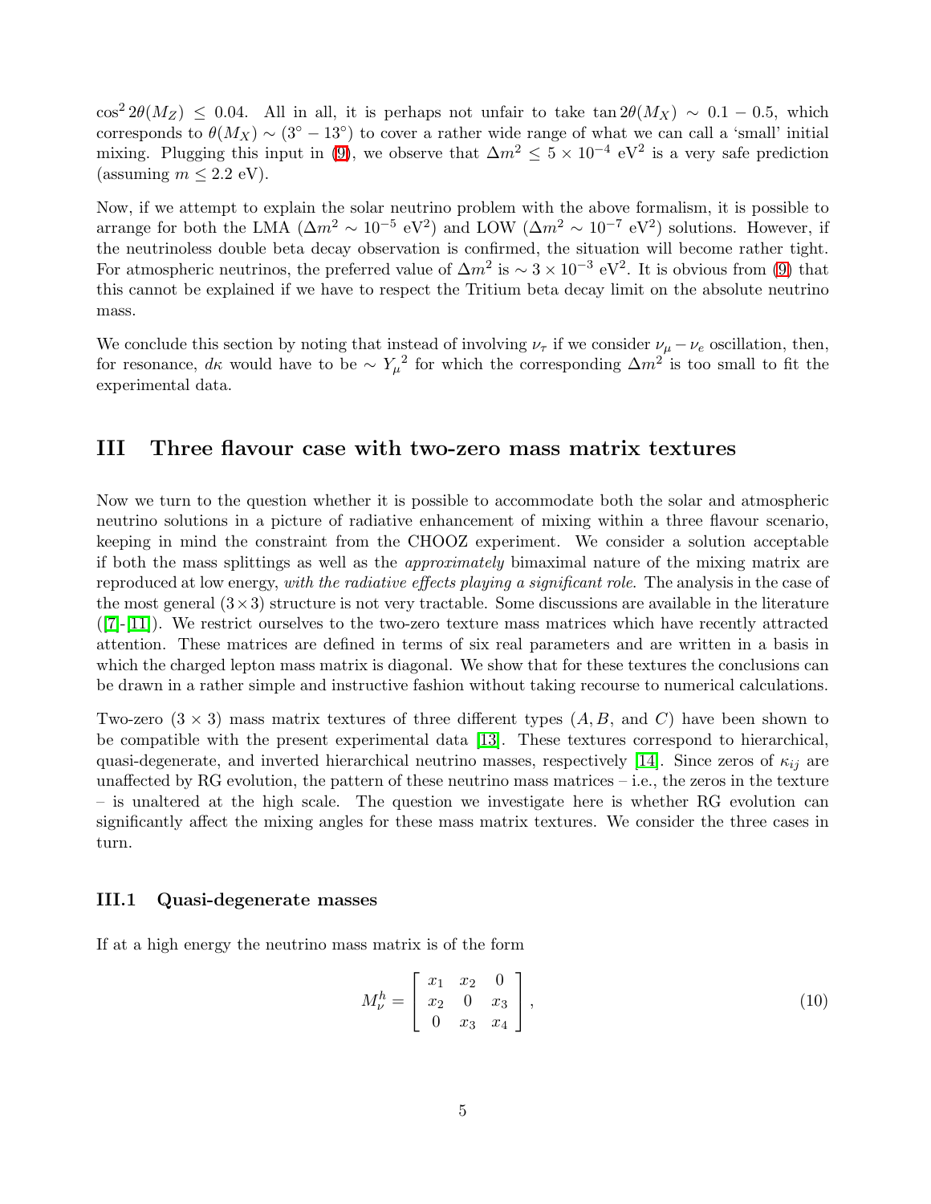$\cos^2 2\theta(M_Z) \leq 0.04$. All in all, it is perhaps not unfair to take $\tan 2\theta(M_X) \sim 0.1 - 0.5$, which corresponds to $\theta(M_X) \sim (3^\circ - 13^\circ)$ to cover a rather wide range of what we can call a 'small' initial mixing. Plugging this input in (9), we observe that $\Delta m^2 \leq 5 \times 10^{-4}$ eV$^2$ is a very safe prediction (assuming $m \leq 2.2$ eV).

Now, if we attempt to explain the solar neutrino problem with the above formalism, it is possible to arrange for both the LMA ($\Delta m^2 \sim 10^{-5}$ eV$^2$) and LOW ($\Delta m^2 \sim 10^{-7}$ eV$^2$) solutions. However, if the neutrinoless double beta decay observation is confirmed, the situation will become rather tight. For atmospheric neutrinos, the preferred value of $\Delta m^2$ is $\sim 3 \times 10^{-3}$ eV$^2$. It is obvious from (9) that this cannot be explained if we have to respect the Tritium beta decay limit on the absolute neutrino mass.

We conclude this section by noting that instead of involving $\nu_\tau$ if we consider $\nu_\mu - \nu_e$ oscillation, then, for resonance, $d\kappa$ would have to be $\sim {Y_\mu}^2$ for which the corresponding $\Delta m^2$ is too small to fit the experimental data.

## III Three flavour case with two-zero mass matrix textures

Now we turn to the question whether it is possible to accommodate both the solar and atmospheric neutrino solutions in a picture of radiative enhancement of mixing within a three flavour scenario, keeping in mind the constraint from the CHOOZ experiment. We consider a solution acceptable if both the mass splittings as well as the *approximately* bimaximal nature of the mixing matrix are reproduced at low energy, *with the radiative effects playing a significant role*. The analysis in the case of the most general $(3 \times 3)$ structure is not very tractable. Some discussions are available in the literature ([7]-[11]). We restrict ourselves to the two-zero texture mass matrices which have recently attracted attention. These matrices are defined in terms of six real parameters and are written in a basis in which the charged lepton mass matrix is diagonal. We show that for these textures the conclusions can be drawn in a rather simple and instructive fashion without taking recourse to numerical calculations.

Two-zero $(3 \times 3)$ mass matrix textures of three different types $(A, B,$ and $C)$ have been shown to be compatible with the present experimental data [13]. These textures correspond to hierarchical, quasi-degenerate, and inverted hierarchical neutrino masses, respectively [14]. Since zeros of $\kappa_{ij}$ are unaffected by RG evolution, the pattern of these neutrino mass matrices – i.e., the zeros in the texture – is unaltered at the high scale. The question we investigate here is whether RG evolution can significantly affect the mixing angles for these mass matrix textures. We consider the three cases in turn.

### III.1 Quasi-degenerate masses

If at a high energy the neutrino mass matrix is of the form

$$M_\nu^h = \begin{bmatrix} x_1 & x_2 & 0 \\ x_2 & 0 & x_3 \\ 0 & x_3 & x_4 \end{bmatrix}, \tag{10}$$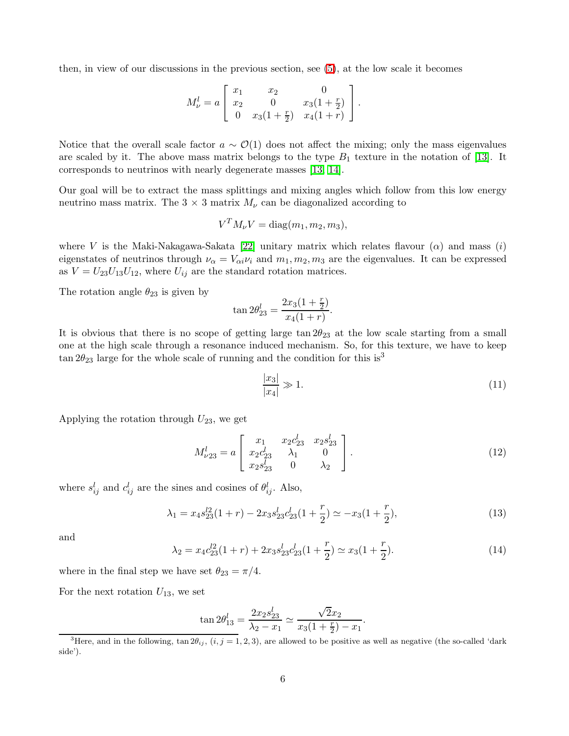then, in view of our discussions in the previous section, see (5), at the low scale it becomes

$$M_\nu^l = a \left[ \begin{array}{ccc} x_1 & x_2 & 0 \\ x_2 & 0 & x_3(1+\frac{r}{2}) \\ 0 & x_3(1+\frac{r}{2}) & x_4(1+r) \end{array} \right].$$

Notice that the overall scale factor $a \sim \mathcal{O}(1)$ does not affect the mixing; only the mass eigenvalues are scaled by it. The above mass matrix belongs to the type $B_1$ texture in the notation of [13]. It corresponds to neutrinos with nearly degenerate masses [13, 14].

Our goal will be to extract the mass splittings and mixing angles which follow from this low energy neutrino mass matrix. The $3 \times 3$ matrix $M_\nu$ can be diagonalized according to

$$V^T M_\nu V = \text{diag}(m_1, m_2, m_3),$$

where $V$ is the Maki-Nakagawa-Sakata [22] unitary matrix which relates flavour ($\alpha$) and mass ($i$) eigenstates of neutrinos through $\nu_\alpha = V_{\alpha i}\nu_i$ and $m_1, m_2, m_3$ are the eigenvalues. It can be expressed as $V = U_{23}U_{13}U_{12}$, where $U_{ij}$ are the standard rotation matrices.

The rotation angle $\theta_{23}$ is given by

$$\tan 2\theta_{23}^l = \frac{2x_3(1+\frac{r}{2})}{x_4(1+r)}.$$

It is obvious that there is no scope of getting large $\tan 2\theta_{23}$ at the low scale starting from a small one at the high scale through a resonance induced mechanism. So, for this texture, we have to keep $\tan 2\theta_{23}$ large for the whole scale of running and the condition for this is[3]

$$\frac{|x_3|}{|x_4|} \gg 1. \tag{11}$$

Applying the rotation through $U_{23}$, we get

$$M_{\nu 23}^l = a \left[ \begin{array}{ccc} x_1 & x_2 c_{23}^l & x_2 s_{23}^l \\ x_2 c_{23}^l & \lambda_1 & 0 \\ x_2 s_{23}^l & 0 & \lambda_2 \end{array} \right]. \tag{12}$$

where $s_{ij}^l$ and $c_{ij}^l$ are the sines and cosines of $\theta_{ij}^l$. Also,

$$\lambda_1 = x_4 s_{23}^{l2}(1+r) - 2x_3 s_{23}^l c_{23}^l (1+\frac{r}{2}) \simeq -x_3(1+\frac{r}{2}), \tag{13}$$

and

$$\lambda_2 = x_4 c_{23}^{l2}(1+r) + 2x_3 s_{23}^l c_{23}^l (1+\frac{r}{2}) \simeq x_3(1+\frac{r}{2}). \tag{14}$$

where in the final step we have set $\theta_{23} = \pi/4$.

For the next rotation $U_{13}$, we set

$$\tan 2\theta_{13}^l = \frac{2x_2 s_{23}^l}{\lambda_2 - x_1} \simeq \frac{\sqrt{2}x_2}{x_3(1+\frac{r}{2}) - x_1}.$$

[3] Here, and in the following, $\tan 2\theta_{ij}$, $(i,j = 1,2,3)$, are allowed to be positive as well as negative (the so-called 'dark side').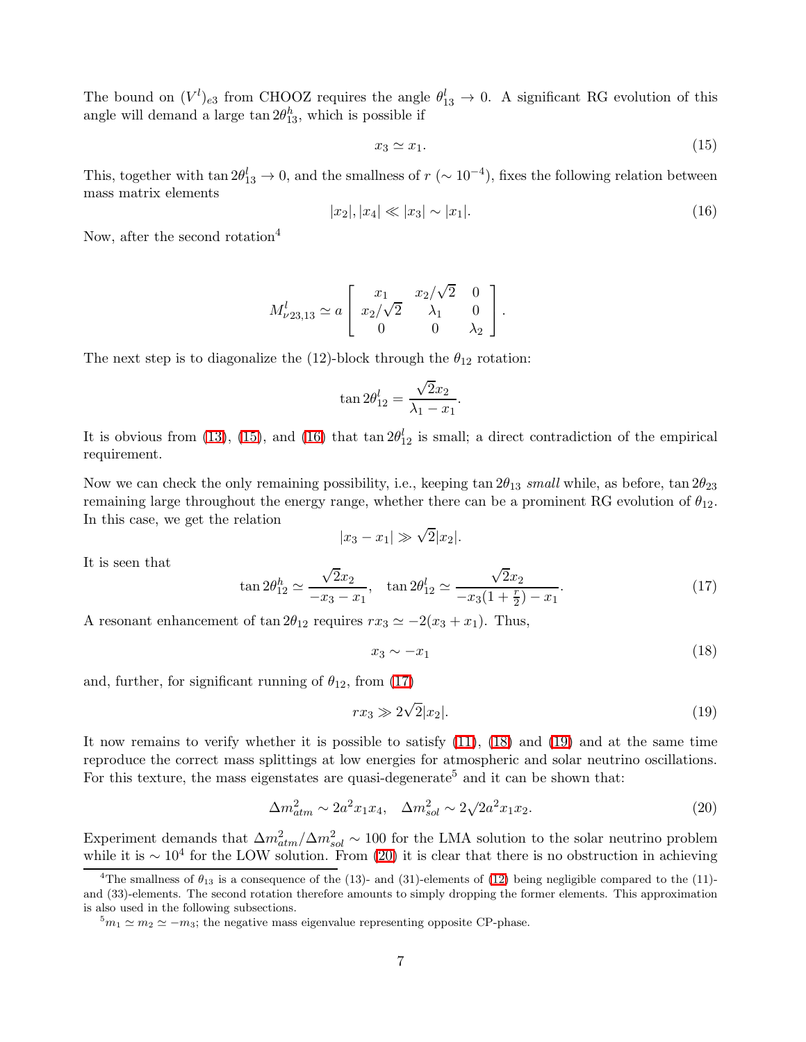The bound on $(V^l)_{e3}$ from CHOOZ requires the angle $\theta_{13}^l \to 0$. A significant RG evolution of this angle will demand a large $\tan 2\theta_{13}^h$, which is possible if

$$x_3 \simeq x_1. \tag{15}$$

This, together with $\tan 2\theta_{13}^l \to 0$, and the smallness of $r$ ($\sim 10^{-4}$), fixes the following relation between mass matrix elements

$$|x_2|, |x_4| \ll |x_3| \sim |x_1|. \tag{16}$$

Now, after the second rotation[4]

$$M_{\nu 23,13}^l \simeq a \begin{bmatrix} x_1 & x_2/\sqrt{2} & 0 \\ x_2/\sqrt{2} & \lambda_1 & 0 \\ 0 & 0 & \lambda_2 \end{bmatrix}.$$

The next step is to diagonalize the (12)-block through the $\theta_{12}$ rotation:

$$\tan 2\theta_{12}^l = \frac{\sqrt{2} x_2}{\lambda_1 - x_1}.$$

It is obvious from (13), (15), and (16) that $\tan 2\theta_{12}^l$ is small; a direct contradiction of the empirical requirement.

Now we can check the only remaining possibility, i.e., keeping $\tan 2\theta_{13}$ *small* while, as before, $\tan 2\theta_{23}$ remaining large throughout the energy range, whether there can be a prominent RG evolution of $\theta_{12}$. In this case, we get the relation

$$|x_3 - x_1| \gg \sqrt{2}|x_2|.$$

It is seen that

$$\tan 2\theta_{12}^h \simeq \frac{\sqrt{2} x_2}{-x_3 - x_1}, \quad \tan 2\theta_{12}^l \simeq \frac{\sqrt{2} x_2}{-x_3(1 + \frac{r}{2}) - x_1}. \tag{17}$$

A resonant enhancement of $\tan 2\theta_{12}$ requires $r x_3 \simeq -2(x_3 + x_1)$. Thus,

$$x_3 \sim -x_1 \tag{18}$$

and, further, for significant running of $\theta_{12}$, from (17)

$$r x_3 \gg 2\sqrt{2}|x_2|. \tag{19}$$

It now remains to verify whether it is possible to satisfy (11), (18) and (19) and at the same time reproduce the correct mass splittings at low energies for atmospheric and solar neutrino oscillations. For this texture, the mass eigenstates are quasi-degenerate[5] and it can be shown that:

$$\Delta m_{atm}^2 \sim 2a^2 x_1 x_4, \quad \Delta m_{sol}^2 \sim 2\sqrt{2} a^2 x_1 x_2. \tag{20}$$

Experiment demands that $\Delta m_{atm}^2 / \Delta m_{sol}^2 \sim 100$ for the LMA solution to the solar neutrino problem while it is $\sim 10^4$ for the LOW solution. From (20) it is clear that there is no obstruction in achieving

[4] The smallness of $\theta_{13}$ is a consequence of the (13)- and (31)-elements of (12) being negligible compared to the (11)- and (33)-elements. The second rotation therefore amounts to simply dropping the former elements. This approximation is also used in the following subsections.

[5] $m_1 \simeq m_2 \simeq -m_3$; the negative mass eigenvalue representing opposite CP-phase.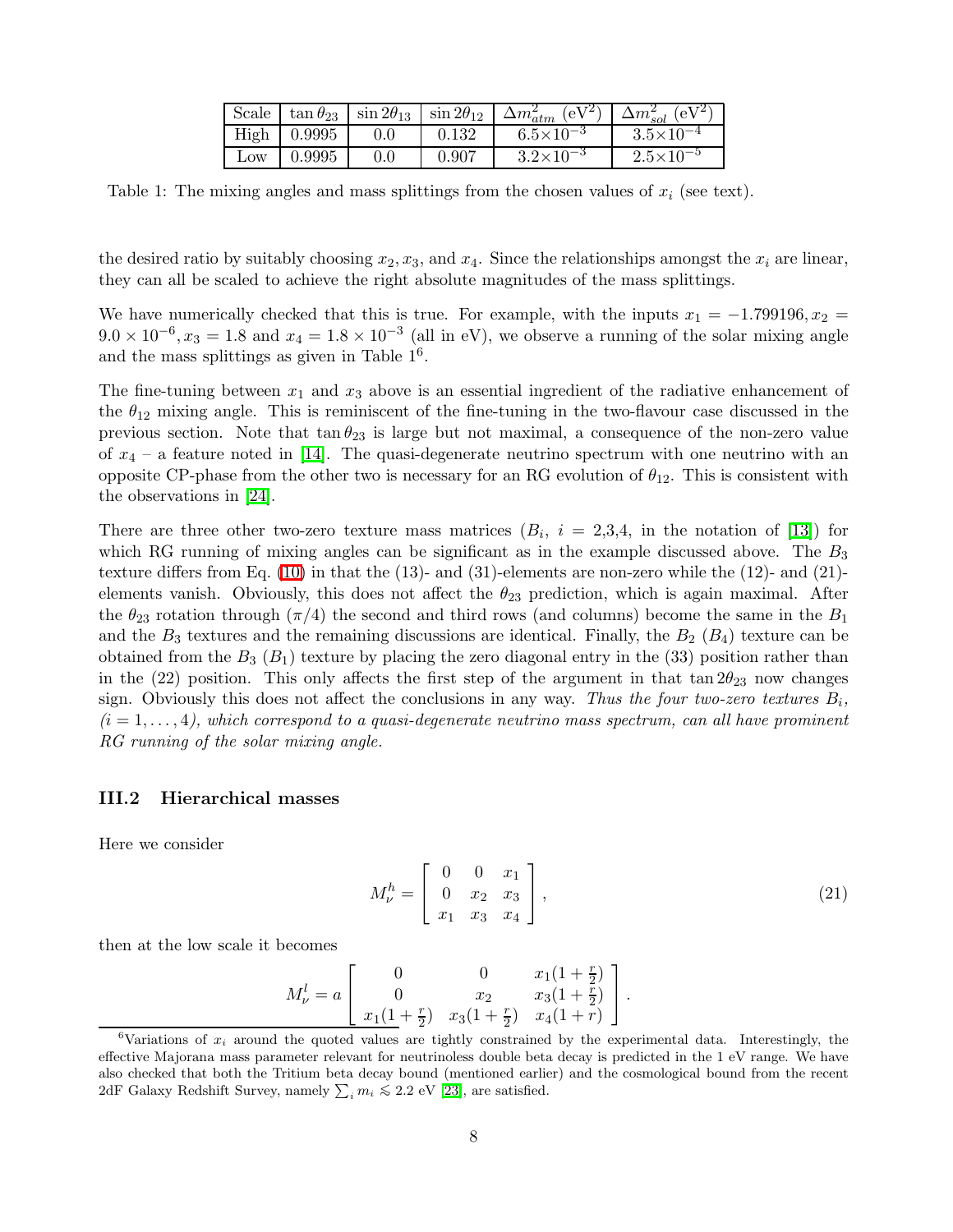| Scale | $\tan\theta_{23}$ | $\sin 2\theta_{13}$ | $\sin 2\theta_{12}$ | $\Delta m^2_{atm}$ (eV$^2$) | $\Delta m^2_{sol}$ (eV$^2$) |
|---|---|---|---|---|---|
| High | 0.9995 | 0.0 | 0.132 | $6.5\times10^{-3}$ | $3.5\times10^{-4}$ |
| Low | 0.9995 | 0.0 | 0.907 | $3.2\times10^{-3}$ | $2.5\times10^{-5}$ |

Table 1: The mixing angles and mass splittings from the chosen values of $x_i$ (see text).

the desired ratio by suitably choosing $x_2, x_3$, and $x_4$. Since the relationships amongst the $x_i$ are linear, they can all be scaled to achieve the right absolute magnitudes of the mass splittings.

We have numerically checked that this is true. For example, with the inputs $x_1 = -1.799196, x_2 = 9.0 \times 10^{-6}, x_3 = 1.8$ and $x_4 = 1.8 \times 10^{-3}$ (all in eV), we observe a running of the solar mixing angle and the mass splittings as given in Table 1[6].

The fine-tuning between $x_1$ and $x_3$ above is an essential ingredient of the radiative enhancement of the $\theta_{12}$ mixing angle. This is reminiscent of the fine-tuning in the two-flavour case discussed in the previous section. Note that $\tan\theta_{23}$ is large but not maximal, a consequence of the non-zero value of $x_4$ – a feature noted in [14]. The quasi-degenerate neutrino spectrum with one neutrino with an opposite CP-phase from the other two is necessary for an RG evolution of $\theta_{12}$. This is consistent with the observations in [24].

There are three other two-zero texture mass matrices ($B_i$, $i$ = 2,3,4, in the notation of [13]) for which RG running of mixing angles can be significant as in the example discussed above. The $B_3$ texture differs from Eq. (10) in that the (13)- and (31)-elements are non-zero while the (12)- and (21)-elements vanish. Obviously, this does not affect the $\theta_{23}$ prediction, which is again maximal. After the $\theta_{23}$ rotation through ($\pi/4$) the second and third rows (and columns) become the same in the $B_1$ and the $B_3$ textures and the remaining discussions are identical. Finally, the $B_2$ ($B_4$) texture can be obtained from the $B_3$ ($B_1$) texture by placing the zero diagonal entry in the (33) position rather than in the (22) position. This only affects the first step of the argument in that $\tan 2\theta_{23}$ now changes sign. Obviously this does not affect the conclusions in any way. *Thus the four two-zero textures $B_i$, ($i = 1, \ldots, 4$), which correspond to a quasi-degenerate neutrino mass spectrum, can all have prominent RG running of the solar mixing angle.*

### III.2 Hierarchical masses

Here we consider

$$M^h_\nu = \begin{bmatrix} 0 & 0 & x_1 \\ 0 & x_2 & x_3 \\ x_1 & x_3 & x_4 \end{bmatrix}, \tag{21}$$

then at the low scale it becomes

$$M^l_\nu = a \begin{bmatrix} 0 & 0 & x_1(1+\frac{r}{2}) \\ 0 & x_2 & x_3(1+\frac{r}{2}) \\ x_1(1+\frac{r}{2}) & x_3(1+\frac{r}{2}) & x_4(1+r) \end{bmatrix}.$$

[6] Variations of $x_i$ around the quoted values are tightly constrained by the experimental data. Interestingly, the effective Majorana mass parameter relevant for neutrinoless double beta decay is predicted in the 1 eV range. We have also checked that both the Tritium beta decay bound (mentioned earlier) and the cosmological bound from the recent 2dF Galaxy Redshift Survey, namely $\sum_i m_i \lesssim 2.2$ eV [23], are satisfied.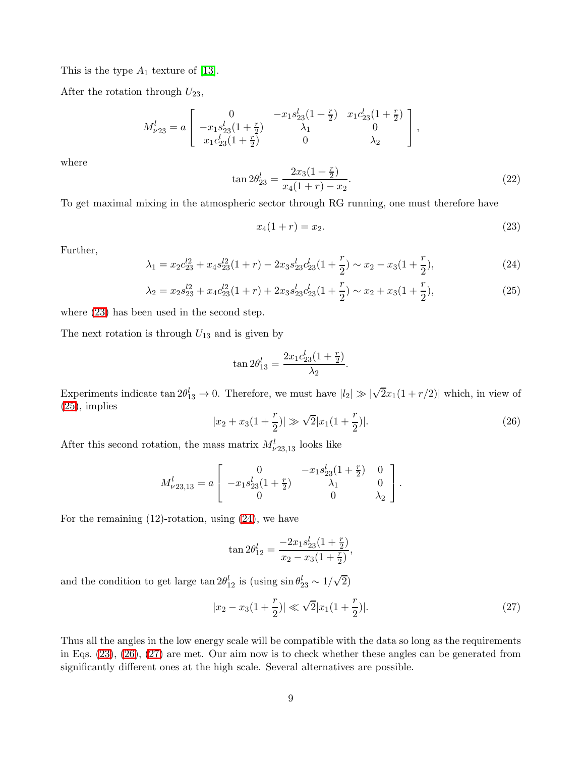This is the type $A_1$ texture of [13].

After the rotation through $U_{23}$,

$$M^l_{\nu 23} = a \left[ \begin{array}{ccc} 0 & -x_1 s^l_{23}(1+\frac{r}{2}) & x_1 c^l_{23}(1+\frac{r}{2}) \\ -x_1 s^l_{23}(1+\frac{r}{2}) & \lambda_1 & 0 \\ x_1 c^l_{23}(1+\frac{r}{2}) & 0 & \lambda_2 \end{array} \right],$$

where

$$\tan 2\theta^l_{23} = \frac{2x_3(1+\frac{r}{2})}{x_4(1+r) - x_2}. \tag{22}$$

To get maximal mixing in the atmospheric sector through RG running, one must therefore have

$$x_4(1+r) = x_2. \tag{23}$$

Further,

$$\lambda_1 = x_2 c^{l2}_{23} + x_4 s^{l2}_{23}(1+r) - 2x_3 s^l_{23} c^l_{23}(1+\frac{r}{2}) \sim x_2 - x_3(1+\frac{r}{2}), \tag{24}$$

$$\lambda_2 = x_2 s^{l2}_{23} + x_4 c^{l2}_{23}(1+r) + 2x_3 s^l_{23} c^l_{23}(1+\frac{r}{2}) \sim x_2 + x_3(1+\frac{r}{2}), \tag{25}$$

where (23) has been used in the second step.

The next rotation is through $U_{13}$ and is given by

$$\tan 2\theta^l_{13} = \frac{2x_1 c^l_{23}(1+\frac{r}{2})}{\lambda_2}.$$

Experiments indicate $\tan 2\theta^l_{13} \to 0$. Therefore, we must have $|l_2| \gg |\sqrt{2}x_1(1+r/2)|$ which, in view of (25), implies

$$|x_2 + x_3(1+\frac{r}{2})| \gg \sqrt{2}|x_1(1+\frac{r}{2})|. \tag{26}$$

After this second rotation, the mass matrix $M^l_{\nu 23,13}$ looks like

$$M^l_{\nu 23,13} = a \left[ \begin{array}{ccc} 0 & -x_1 s^l_{23}(1+\frac{r}{2}) & 0 \\ -x_1 s^l_{23}(1+\frac{r}{2}) & \lambda_1 & 0 \\ 0 & 0 & \lambda_2 \end{array} \right].$$

For the remaining (12)-rotation, using (24), we have

$$\tan 2\theta^l_{12} = \frac{-2x_1 s^l_{23}(1+\frac{r}{2})}{x_2 - x_3(1+\frac{r}{2})},$$

and the condition to get large $\tan 2\theta^l_{12}$ is (using $\sin\theta^l_{23} \sim 1/\sqrt{2}$)

$$|x_2 - x_3(1+\frac{r}{2})| \ll \sqrt{2}|x_1(1+\frac{r}{2})|. \tag{27}$$

Thus all the angles in the low energy scale will be compatible with the data so long as the requirements in Eqs. (23), (26), (27) are met. Our aim now is to check whether these angles can be generated from significantly different ones at the high scale. Several alternatives are possible.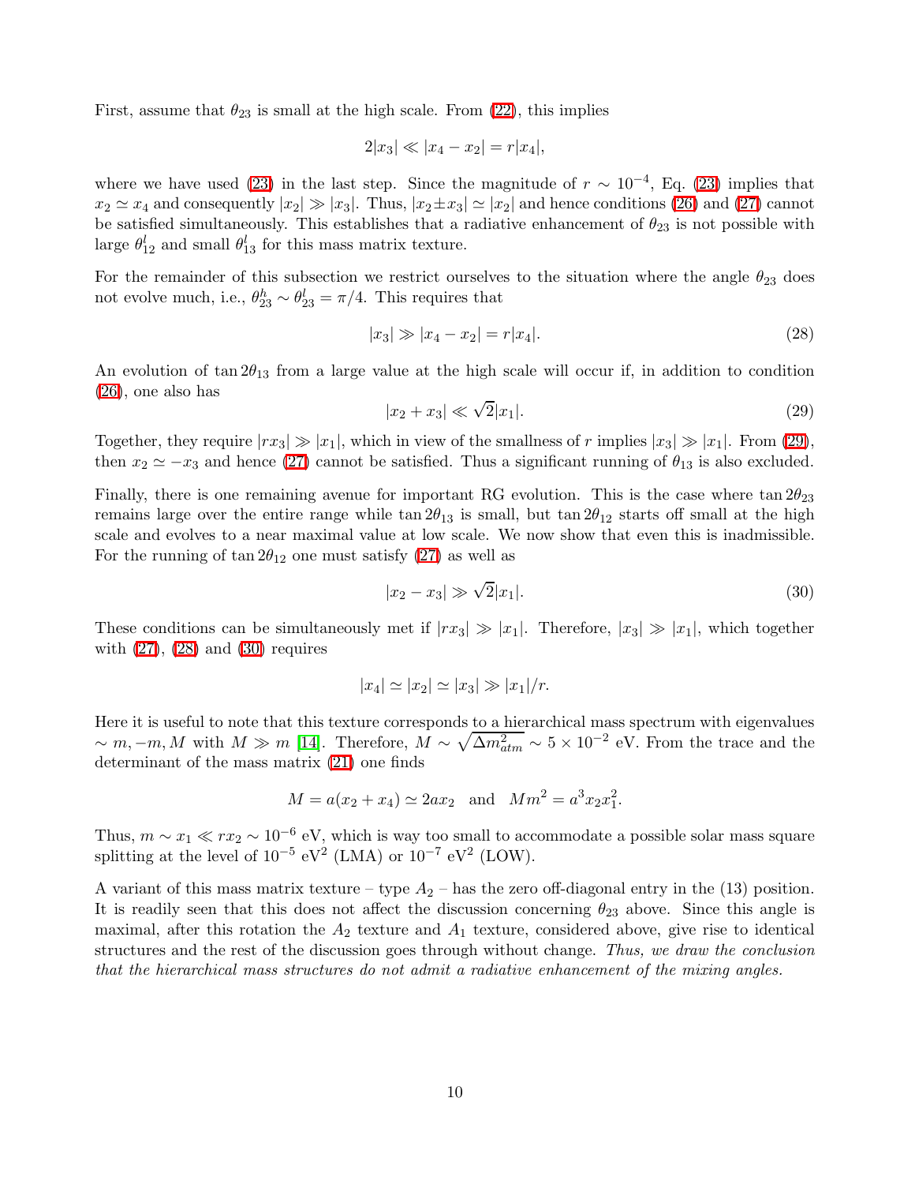First, assume that $\theta_{23}$ is small at the high scale. From (22), this implies

$$2|x_3| \ll |x_4 - x_2| = r|x_4|,$$

where we have used (23) in the last step. Since the magnitude of $r \sim 10^{-4}$, Eq. (23) implies that $x_2 \simeq x_4$ and consequently $|x_2| \gg |x_3|$. Thus, $|x_2 \pm x_3| \simeq |x_2|$ and hence conditions (26) and (27) cannot be satisfied simultaneously. This establishes that a radiative enhancement of $\theta_{23}$ is not possible with large $\theta_{12}^l$ and small $\theta_{13}^l$ for this mass matrix texture.

For the remainder of this subsection we restrict ourselves to the situation where the angle $\theta_{23}$ does not evolve much, i.e., $\theta_{23}^h \sim \theta_{23}^l = \pi/4$. This requires that

$$|x_3| \gg |x_4 - x_2| = r|x_4|. \tag{28}$$

An evolution of $\tan 2\theta_{13}$ from a large value at the high scale will occur if, in addition to condition (26), one also has

$$|x_2 + x_3| \ll \sqrt{2}|x_1|. \tag{29}$$

Together, they require $|rx_3| \gg |x_1|$, which in view of the smallness of $r$ implies $|x_3| \gg |x_1|$. From (29), then $x_2 \simeq -x_3$ and hence (27) cannot be satisfied. Thus a significant running of $\theta_{13}$ is also excluded.

Finally, there is one remaining avenue for important RG evolution. This is the case where $\tan 2\theta_{23}$ remains large over the entire range while $\tan 2\theta_{13}$ is small, but $\tan 2\theta_{12}$ starts off small at the high scale and evolves to a near maximal value at low scale. We now show that even this is inadmissible. For the running of $\tan 2\theta_{12}$ one must satisfy (27) as well as

$$|x_2 - x_3| \gg \sqrt{2}|x_1|. \tag{30}$$

These conditions can be simultaneously met if $|rx_3| \gg |x_1|$. Therefore, $|x_3| \gg |x_1|$, which together with (27), (28) and (30) requires

$$|x_4| \simeq |x_2| \simeq |x_3| \gg |x_1|/r.$$

Here it is useful to note that this texture corresponds to a hierarchical mass spectrum with eigenvalues $\sim m, -m, M$ with $M \gg m$ [14]. Therefore, $M \sim \sqrt{\Delta m^2_{atm}} \sim 5 \times 10^{-2}$ eV. From the trace and the determinant of the mass matrix (21) one finds

$$M = a(x_2 + x_4) \simeq 2ax_2 \quad \text{and} \quad Mm^2 = a^3 x_2 x_1^2.$$

Thus, $m \sim x_1 \ll rx_2 \sim 10^{-6}$ eV, which is way too small to accommodate a possible solar mass square splitting at the level of $10^{-5}$ eV$^2$ (LMA) or $10^{-7}$ eV$^2$ (LOW).

A variant of this mass matrix texture – type $A_2$ – has the zero off-diagonal entry in the (13) position. It is readily seen that this does not affect the discussion concerning $\theta_{23}$ above. Since this angle is maximal, after this rotation the $A_2$ texture and $A_1$ texture, considered above, give rise to identical structures and the rest of the discussion goes through without change. *Thus, we draw the conclusion that the hierarchical mass structures do not admit a radiative enhancement of the mixing angles.*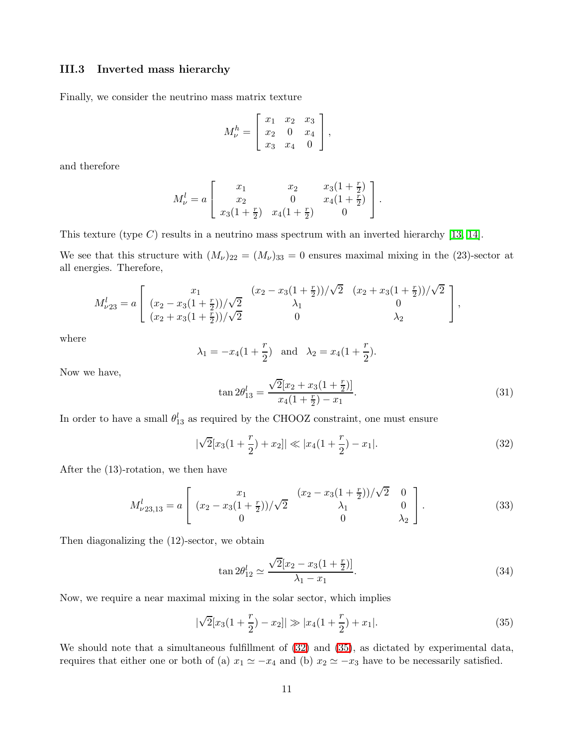### III.3 Inverted mass hierarchy

Finally, we consider the neutrino mass matrix texture

$$M_\nu^h = \begin{bmatrix} x_1 & x_2 & x_3 \\ x_2 & 0 & x_4 \\ x_3 & x_4 & 0 \end{bmatrix},$$

and therefore

$$M_\nu^l = a \begin{bmatrix} x_1 & x_2 & x_3(1+\frac{r}{2}) \\ x_2 & 0 & x_4(1+\frac{r}{2}) \\ x_3(1+\frac{r}{2}) & x_4(1+\frac{r}{2}) & 0 \end{bmatrix}.$$

This texture (type $C$) results in a neutrino mass spectrum with an inverted hierarchy [13, 14].

We see that this structure with $(M_\nu)_{22} = (M_\nu)_{33} = 0$ ensures maximal mixing in the (23)-sector at all energies. Therefore,

$$M_{\nu 23}^l = a \begin{bmatrix} x_1 & (x_2 - x_3(1+\frac{r}{2}))/\sqrt{2} & (x_2 + x_3(1+\frac{r}{2}))/\sqrt{2} \\ (x_2 - x_3(1+\frac{r}{2}))/\sqrt{2} & \lambda_1 & 0 \\ (x_2 + x_3(1+\frac{r}{2}))/\sqrt{2} & 0 & \lambda_2 \end{bmatrix},$$

where

$$\lambda_1 = -x_4(1+\frac{r}{2}) \quad \text{and} \quad \lambda_2 = x_4(1+\frac{r}{2}).$$

Now we have,

$$\tan 2\theta_{13}^l = \frac{\sqrt{2}[x_2 + x_3(1+\frac{r}{2})]}{x_4(1+\frac{r}{2}) - x_1}. \tag{31}$$

In order to have a small $\theta_{13}^l$ as required by the CHOOZ constraint, one must ensure

$$|\sqrt{2}[x_3(1+\frac{r}{2}) + x_2]| \ll |x_4(1+\frac{r}{2}) - x_1|. \tag{32}$$

After the (13)-rotation, we then have

$$M_{\nu 23,13}^l = a \begin{bmatrix} x_1 & (x_2 - x_3(1+\frac{r}{2}))/\sqrt{2} & 0 \\ (x_2 - x_3(1+\frac{r}{2}))/\sqrt{2} & \lambda_1 & 0 \\ 0 & 0 & \lambda_2 \end{bmatrix}. \tag{33}$$

Then diagonalizing the (12)-sector, we obtain

$$\tan 2\theta_{12}^l \simeq \frac{\sqrt{2}[x_2 - x_3(1+\frac{r}{2})]}{\lambda_1 - x_1}. \tag{34}$$

Now, we require a near maximal mixing in the solar sector, which implies

$$|\sqrt{2}[x_3(1+\frac{r}{2}) - x_2]| \gg |x_4(1+\frac{r}{2}) + x_1|. \tag{35}$$

We should note that a simultaneous fulfillment of (32) and (35), as dictated by experimental data, requires that either one or both of (a) $x_1 \simeq -x_4$ and (b) $x_2 \simeq -x_3$ have to be necessarily satisfied.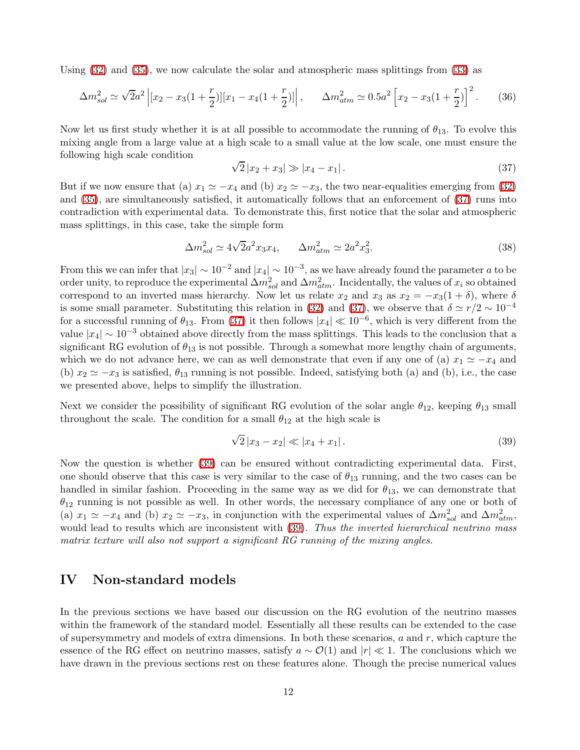Using (32) and (35), we now calculate the solar and atmospheric mass splittings from (33) as

$$\Delta m^2_{sol} \simeq \sqrt{2}a^2 \left| [x_2 - x_3(1+\frac{r}{2})][x_1 - x_4(1+\frac{r}{2})] \right|, \qquad \Delta m^2_{atm} \simeq 0.5a^2 \left[ x_2 - x_3(1+\frac{r}{2}) \right]^2. \tag{36}$$

Now let us first study whether it is at all possible to accommodate the running of $\theta_{13}$. To evolve this mixing angle from a large value at a high scale to a small value at the low scale, one must ensure the following high scale condition

$$\sqrt{2}\,|x_2 + x_3| \gg |x_4 - x_1|\,. \tag{37}$$

But if we now ensure that (a) $x_1 \simeq -x_4$ and (b) $x_2 \simeq -x_3$, the two near-equalities emerging from (32) and (35), are simultaneously satisfied, it automatically follows that an enforcement of (37) runs into contradiction with experimental data. To demonstrate this, first notice that the solar and atmospheric mass splittings, in this case, take the simple form

$$\Delta m^2_{sol} \simeq 4\sqrt{2}a^2 x_3 x_4, \qquad \Delta m^2_{atm} \simeq 2a^2 x_3^2. \tag{38}$$

From this we can infer that $|x_3| \sim 10^{-2}$ and $|x_4| \sim 10^{-3}$, as we have already found the parameter $a$ to be order unity, to reproduce the experimental $\Delta m^2_{sol}$ and $\Delta m^2_{atm}$. Incidentally, the values of $x_i$ so obtained correspond to an inverted mass hierarchy. Now let us relate $x_2$ and $x_3$ as $x_2 = -x_3(1+\delta)$, where $\delta$ is some small parameter. Substituting this relation in (32) and (37), we observe that $\delta \simeq r/2 \sim 10^{-4}$ for a successful running of $\theta_{13}$. From (37) it then follows $|x_4| \ll 10^{-6}$, which is very different from the value $|x_4| \sim 10^{-3}$ obtained above directly from the mass splittings. This leads to the conclusion that a significant RG evolution of $\theta_{13}$ is not possible. Through a somewhat more lengthy chain of arguments, which we do not advance here, we can as well demonstrate that even if any one of (a) $x_1 \simeq -x_4$ and (b) $x_2 \simeq -x_3$ is satisfied, $\theta_{13}$ running is not possible. Indeed, satisfying both (a) and (b), i.e., the case we presented above, helps to simplify the illustration.

Next we consider the possibility of significant RG evolution of the solar angle $\theta_{12}$, keeping $\theta_{13}$ small throughout the scale. The condition for a small $\theta_{12}$ at the high scale is

$$\sqrt{2}\,|x_3 - x_2| \ll |x_4 + x_1|\,. \tag{39}$$

Now the question is whether (39) can be ensured without contradicting experimental data. First, one should observe that this case is very similar to the case of $\theta_{13}$ running, and the two cases can be handled in similar fashion. Proceeding in the same way as we did for $\theta_{13}$, we can demonstrate that $\theta_{12}$ running is not possible as well. In other words, the necessary compliance of any one or both of (a) $x_1 \simeq -x_4$ and (b) $x_2 \simeq -x_3$, in conjunction with the experimental values of $\Delta m^2_{sol}$ and $\Delta m^2_{atm}$, would lead to results which are inconsistent with (39). *Thus the inverted hierarchical neutrino mass matrix texture will also not support a significant RG running of the mixing angles.*

## IV Non-standard models

In the previous sections we have based our discussion on the RG evolution of the neutrino masses within the framework of the standard model. Essentially all these results can be extended to the case of supersymmetry and models of extra dimensions. In both these scenarios, $a$ and $r$, which capture the essence of the RG effect on neutrino masses, satisfy $a \sim \mathcal{O}(1)$ and $|r| \ll 1$. The conclusions which we have drawn in the previous sections rest on these features alone. Though the precise numerical values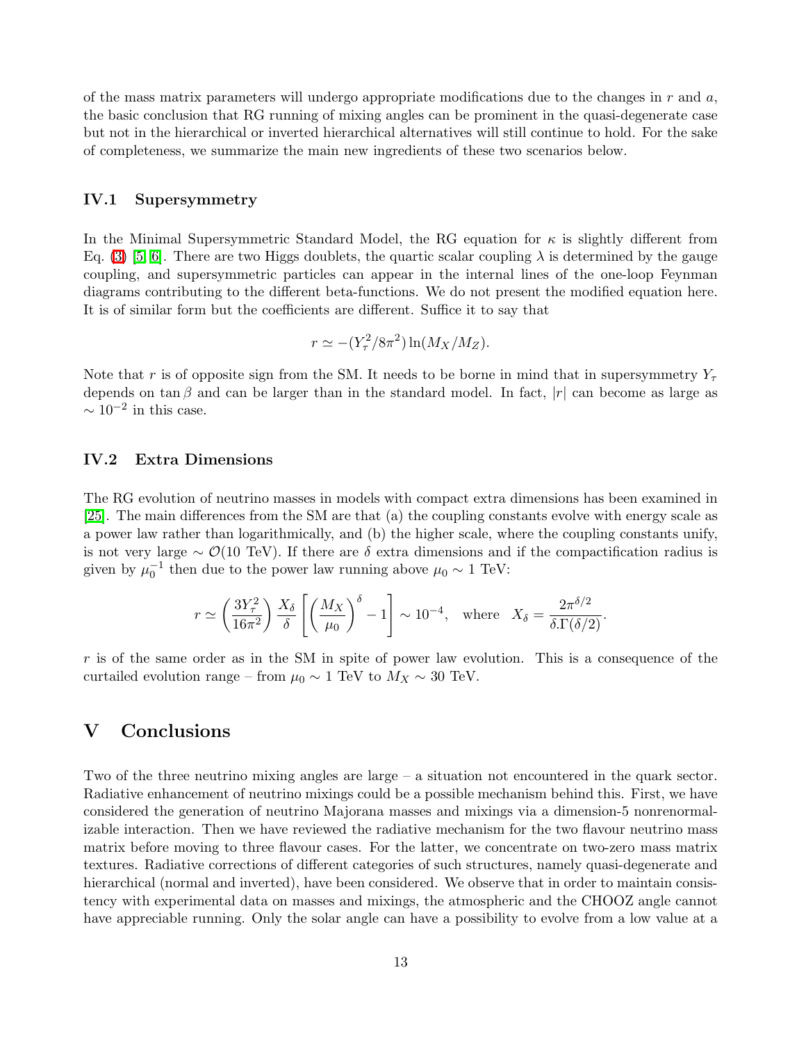of the mass matrix parameters will undergo appropriate modifications due to the changes in $r$ and $a$, the basic conclusion that RG running of mixing angles can be prominent in the quasi-degenerate case but not in the hierarchical or inverted hierarchical alternatives will still continue to hold. For the sake of completeness, we summarize the main new ingredients of these two scenarios below.

### IV.1 Supersymmetry

In the Minimal Supersymmetric Standard Model, the RG equation for $\kappa$ is slightly different from Eq. (3) [5, 6]. There are two Higgs doublets, the quartic scalar coupling $\lambda$ is determined by the gauge coupling, and supersymmetric particles can appear in the internal lines of the one-loop Feynman diagrams contributing to the different beta-functions. We do not present the modified equation here. It is of similar form but the coefficients are different. Suffice it to say that

$$r \simeq -(Y_\tau^2/8\pi^2)\ln(M_X/M_Z).$$

Note that $r$ is of opposite sign from the SM. It needs to be borne in mind that in supersymmetry $Y_\tau$ depends on $\tan\beta$ and can be larger than in the standard model. In fact, $|r|$ can become as large as $\sim 10^{-2}$ in this case.

### IV.2 Extra Dimensions

The RG evolution of neutrino masses in models with compact extra dimensions has been examined in [25]. The main differences from the SM are that (a) the coupling constants evolve with energy scale as a power law rather than logarithmically, and (b) the higher scale, where the coupling constants unify, is not very large $\sim \mathcal{O}(10$ TeV$)$. If there are $\delta$ extra dimensions and if the compactification radius is given by $\mu_0^{-1}$ then due to the power law running above $\mu_0 \sim 1$ TeV:

$$r \simeq \left(\frac{3Y_\tau^2}{16\pi^2}\right)\frac{X_\delta}{\delta}\left[\left(\frac{M_X}{\mu_0}\right)^\delta - 1\right] \sim 10^{-4}, \quad \text{where} \quad X_\delta = \frac{2\pi^{\delta/2}}{\delta.\Gamma(\delta/2)}.$$

$r$ is of the same order as in the SM in spite of power law evolution. This is a consequence of the curtailed evolution range – from $\mu_0 \sim 1$ TeV to $M_X \sim 30$ TeV.

## V Conclusions

Two of the three neutrino mixing angles are large – a situation not encountered in the quark sector. Radiative enhancement of neutrino mixings could be a possible mechanism behind this. First, we have considered the generation of neutrino Majorana masses and mixings via a dimension-5 nonrenormalizable interaction. Then we have reviewed the radiative mechanism for the two flavour neutrino mass matrix before moving to three flavour cases. For the latter, we concentrate on two-zero mass matrix textures. Radiative corrections of different categories of such structures, namely quasi-degenerate and hierarchical (normal and inverted), have been considered. We observe that in order to maintain consistency with experimental data on masses and mixings, the atmospheric and the CHOOZ angle cannot have appreciable running. Only the solar angle can have a possibility to evolve from a low value at a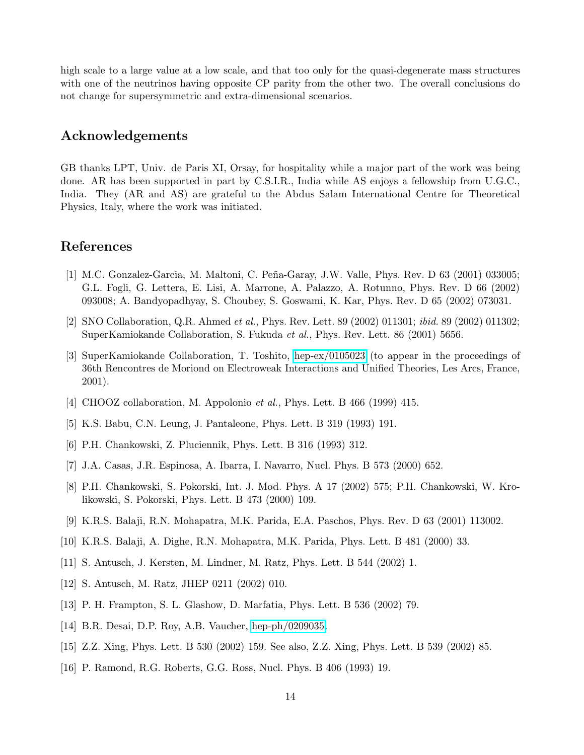high scale to a large value at a low scale, and that too only for the quasi-degenerate mass structures with one of the neutrinos having opposite CP parity from the other two. The overall conclusions do not change for supersymmetric and extra-dimensional scenarios.

## Acknowledgements

GB thanks LPT, Univ. de Paris XI, Orsay, for hospitality while a major part of the work was being done. AR has been supported in part by C.S.I.R., India while AS enjoys a fellowship from U.G.C., India. They (AR and AS) are grateful to the Abdus Salam International Centre for Theoretical Physics, Italy, where the work was initiated.

## References

[1] M.C. Gonzalez-Garcia, M. Maltoni, C. Peña-Garay, J.W. Valle, Phys. Rev. D 63 (2001) 033005; G.L. Fogli, G. Lettera, E. Lisi, A. Marrone, A. Palazzo, A. Rotunno, Phys. Rev. D 66 (2002) 093008; A. Bandyopadhyay, S. Choubey, S. Goswami, K. Kar, Phys. Rev. D 65 (2002) 073031.

[2] SNO Collaboration, Q.R. Ahmed *et al.*, Phys. Rev. Lett. 89 (2002) 011301; *ibid.* 89 (2002) 011302; SuperKamiokande Collaboration, S. Fukuda *et al.*, Phys. Rev. Lett. 86 (2001) 5656.

[3] SuperKamiokande Collaboration, T. Toshito, hep-ex/0105023 (to appear in the proceedings of 36th Rencontres de Moriond on Electroweak Interactions and Unified Theories, Les Arcs, France, 2001).

[4] CHOOZ collaboration, M. Appolonio *et al.*, Phys. Lett. B 466 (1999) 415.

[5] K.S. Babu, C.N. Leung, J. Pantaleone, Phys. Lett. B 319 (1993) 191.

[6] P.H. Chankowski, Z. Pluciennik, Phys. Lett. B 316 (1993) 312.

[7] J.A. Casas, J.R. Espinosa, A. Ibarra, I. Navarro, Nucl. Phys. B 573 (2000) 652.

[8] P.H. Chankowski, S. Pokorski, Int. J. Mod. Phys. A 17 (2002) 575; P.H. Chankowski, W. Krolikowski, S. Pokorski, Phys. Lett. B 473 (2000) 109.

[9] K.R.S. Balaji, R.N. Mohapatra, M.K. Parida, E.A. Paschos, Phys. Rev. D 63 (2001) 113002.

[10] K.R.S. Balaji, A. Dighe, R.N. Mohapatra, M.K. Parida, Phys. Lett. B 481 (2000) 33.

[11] S. Antusch, J. Kersten, M. Lindner, M. Ratz, Phys. Lett. B 544 (2002) 1.

[12] S. Antusch, M. Ratz, JHEP 0211 (2002) 010.

[13] P. H. Frampton, S. L. Glashow, D. Marfatia, Phys. Lett. B 536 (2002) 79.

[14] B.R. Desai, D.P. Roy, A.B. Vaucher, hep-ph/0209035.

[15] Z.Z. Xing, Phys. Lett. B 530 (2002) 159. See also, Z.Z. Xing, Phys. Lett. B 539 (2002) 85.

[16] P. Ramond, R.G. Roberts, G.G. Ross, Nucl. Phys. B 406 (1993) 19.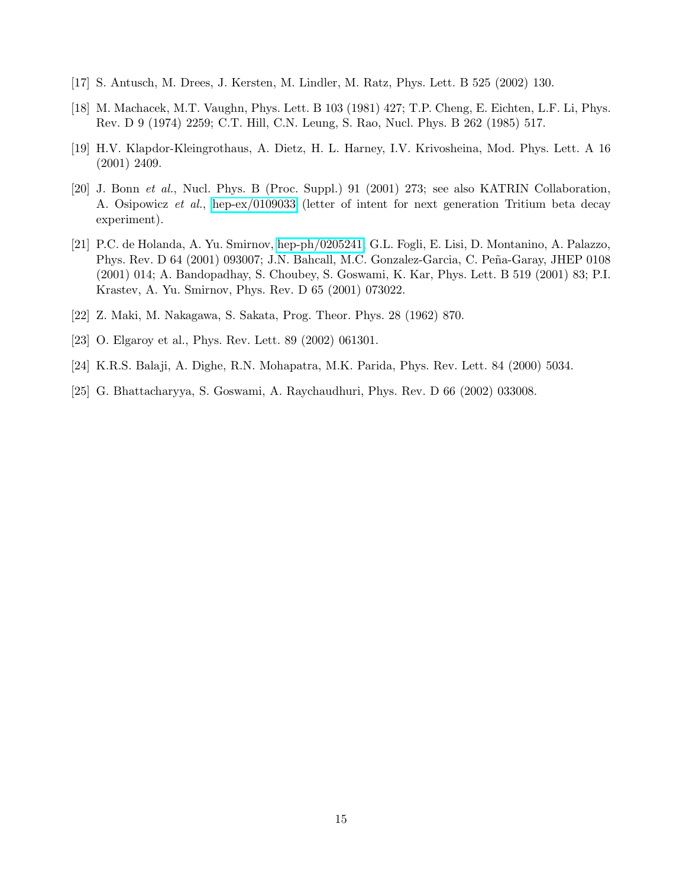[17] S. Antusch, M. Drees, J. Kersten, M. Lindler, M. Ratz, Phys. Lett. B 525 (2002) 130.

[18] M. Machacek, M.T. Vaughn, Phys. Lett. B 103 (1981) 427; T.P. Cheng, E. Eichten, L.F. Li, Phys. Rev. D 9 (1974) 2259; C.T. Hill, C.N. Leung, S. Rao, Nucl. Phys. B 262 (1985) 517.

[19] H.V. Klapdor-Kleingrothaus, A. Dietz, H. L. Harney, I.V. Krivosheina, Mod. Phys. Lett. A 16 (2001) 2409.

[20] J. Bonn *et al.*, Nucl. Phys. B (Proc. Suppl.) 91 (2001) 273; see also KATRIN Collaboration, A. Osipowicz *et al.*, hep-ex/0109033 (letter of intent for next generation Tritium beta decay experiment).

[21] P.C. de Holanda, A. Yu. Smirnov, hep-ph/0205241; G.L. Fogli, E. Lisi, D. Montanino, A. Palazzo, Phys. Rev. D 64 (2001) 093007; J.N. Bahcall, M.C. Gonzalez-Garcia, C. Peña-Garay, JHEP 0108 (2001) 014; A. Bandopadhay, S. Choubey, S. Goswami, K. Kar, Phys. Lett. B 519 (2001) 83; P.I. Krastev, A. Yu. Smirnov, Phys. Rev. D 65 (2001) 073022.

[22] Z. Maki, M. Nakagawa, S. Sakata, Prog. Theor. Phys. 28 (1962) 870.

[23] O. Elgaroy et al., Phys. Rev. Lett. 89 (2002) 061301.

[24] K.R.S. Balaji, A. Dighe, R.N. Mohapatra, M.K. Parida, Phys. Rev. Lett. 84 (2000) 5034.

[25] G. Bhattacharyya, S. Goswami, A. Raychaudhuri, Phys. Rev. D 66 (2002) 033008.